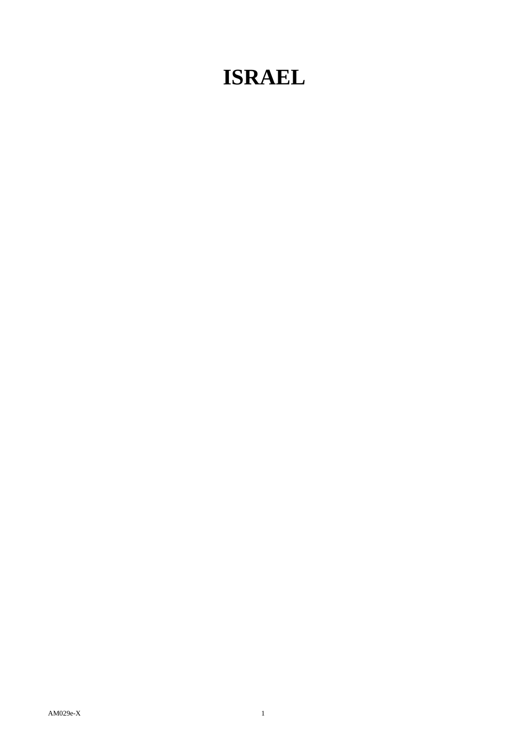# ISRAEL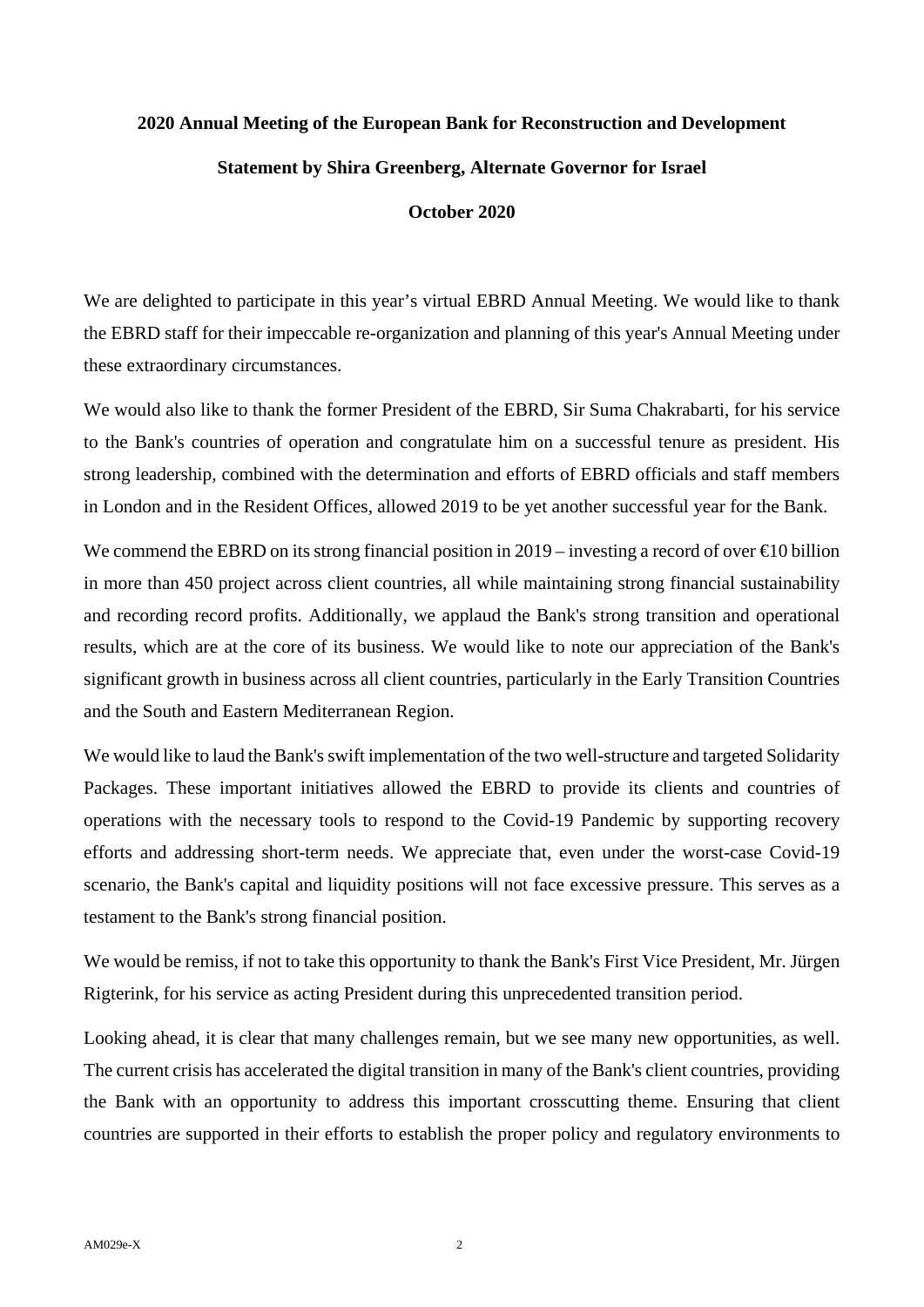**2020 Annual Meeting of the European Bank for Reconstruction and Development**

**Statement by Shira Greenberg, Alternate Governor for Israel**

**October 2020**

We are delighted to participate in this year's virtual EBRD Annual Meeting. We would like to thank the EBRD staff for their impeccable re-organization and planning of this year's Annual Meeting under these extraordinary circumstances.

We would also like to thank the former President of the EBRD, Sir Suma Chakrabarti, for his service to the Bank's countries of operation and congratulate him on a successful tenure as president. His strong leadership, combined with the determination and efforts of EBRD officials and staff members in London and in the Resident Offices, allowed 2019 to be yet another successful year for the Bank.

We commend the EBRD on its strong financial position in 2019 – investing a record of over €10 billion in more than 450 project across client countries, all while maintaining strong financial sustainability and recording record profits. Additionally, we applaud the Bank's strong transition and operational results, which are at the core of its business. We would like to note our appreciation of the Bank's significant growth in business across all client countries, particularly in the Early Transition Countries and the South and Eastern Mediterranean Region.

We would like to laud the Bank's swift implementation of the two well-structure and targeted Solidarity Packages. These important initiatives allowed the EBRD to provide its clients and countries of operations with the necessary tools to respond to the Covid-19 Pandemic by supporting recovery efforts and addressing short-term needs. We appreciate that, even under the worst-case Covid-19 scenario, the Bank's capital and liquidity positions will not face excessive pressure. This serves as a testament to the Bank's strong financial position.

We would be remiss, if not to take this opportunity to thank the Bank's First Vice President, Mr. Jürgen Rigterink, for his service as acting President during this unprecedented transition period.

Looking ahead, it is clear that many challenges remain, but we see many new opportunities, as well. The current crisis has accelerated the digital transition in many of the Bank's client countries, providing the Bank with an opportunity to address this important crosscutting theme. Ensuring that client countries are supported in their efforts to establish the proper policy and regulatory environments to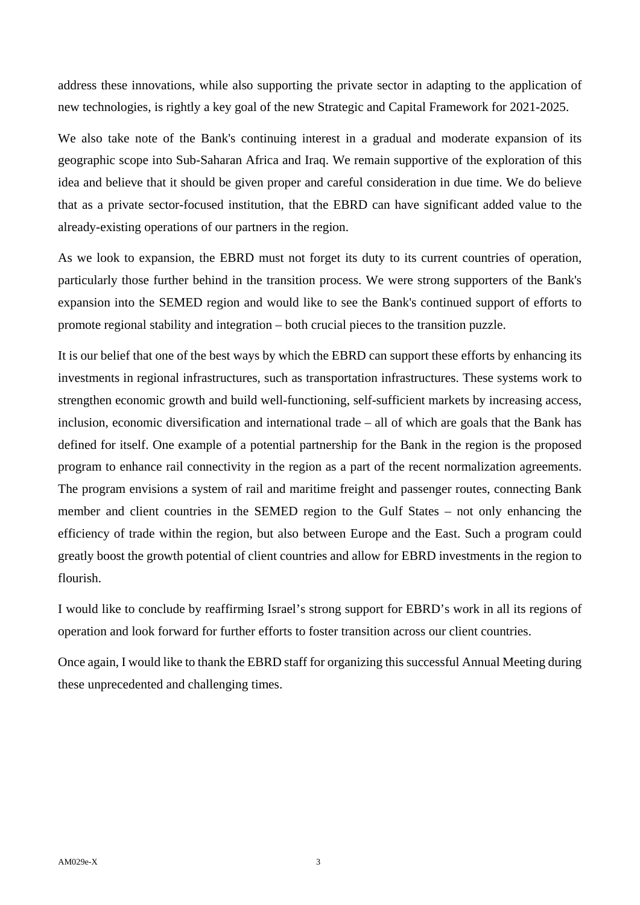address these innovations, while also supporting the private sector in adapting to the application of new technologies, is rightly a key goal of the new Strategic and Capital Framework for 2021-2025.

We also take note of the Bank's continuing interest in a gradual and moderate expansion of its geographic scope into Sub-Saharan Africa and Iraq. We remain supportive of the exploration of this idea and believe that it should be given proper and careful consideration in due time. We do believe that as a private sector-focused institution, that the EBRD can have significant added value to the already-existing operations of our partners in the region.

As we look to expansion, the EBRD must not forget its duty to its current countries of operation, particularly those further behind in the transition process. We were strong supporters of the Bank's expansion into the SEMED region and would like to see the Bank's continued support of efforts to promote regional stability and integration – both crucial pieces to the transition puzzle.

It is our belief that one of the best ways by which the EBRD can support these efforts by enhancing its investments in regional infrastructures, such as transportation infrastructures. These systems work to strengthen economic growth and build well-functioning, self-sufficient markets by increasing access, inclusion, economic diversification and international trade – all of which are goals that the Bank has defined for itself. One example of a potential partnership for the Bank in the region is the proposed program to enhance rail connectivity in the region as a part of the recent normalization agreements. The program envisions a system of rail and maritime freight and passenger routes, connecting Bank member and client countries in the SEMED region to the Gulf States – not only enhancing the efficiency of trade within the region, but also between Europe and the East. Such a program could greatly boost the growth potential of client countries and allow for EBRD investments in the region to flourish.

I would like to conclude by reaffirming Israel's strong support for EBRD's work in all its regions of operation and look forward for further efforts to foster transition across our client countries.

Once again, I would like to thank the EBRD staff for organizing this successful Annual Meeting during these unprecedented and challenging times.